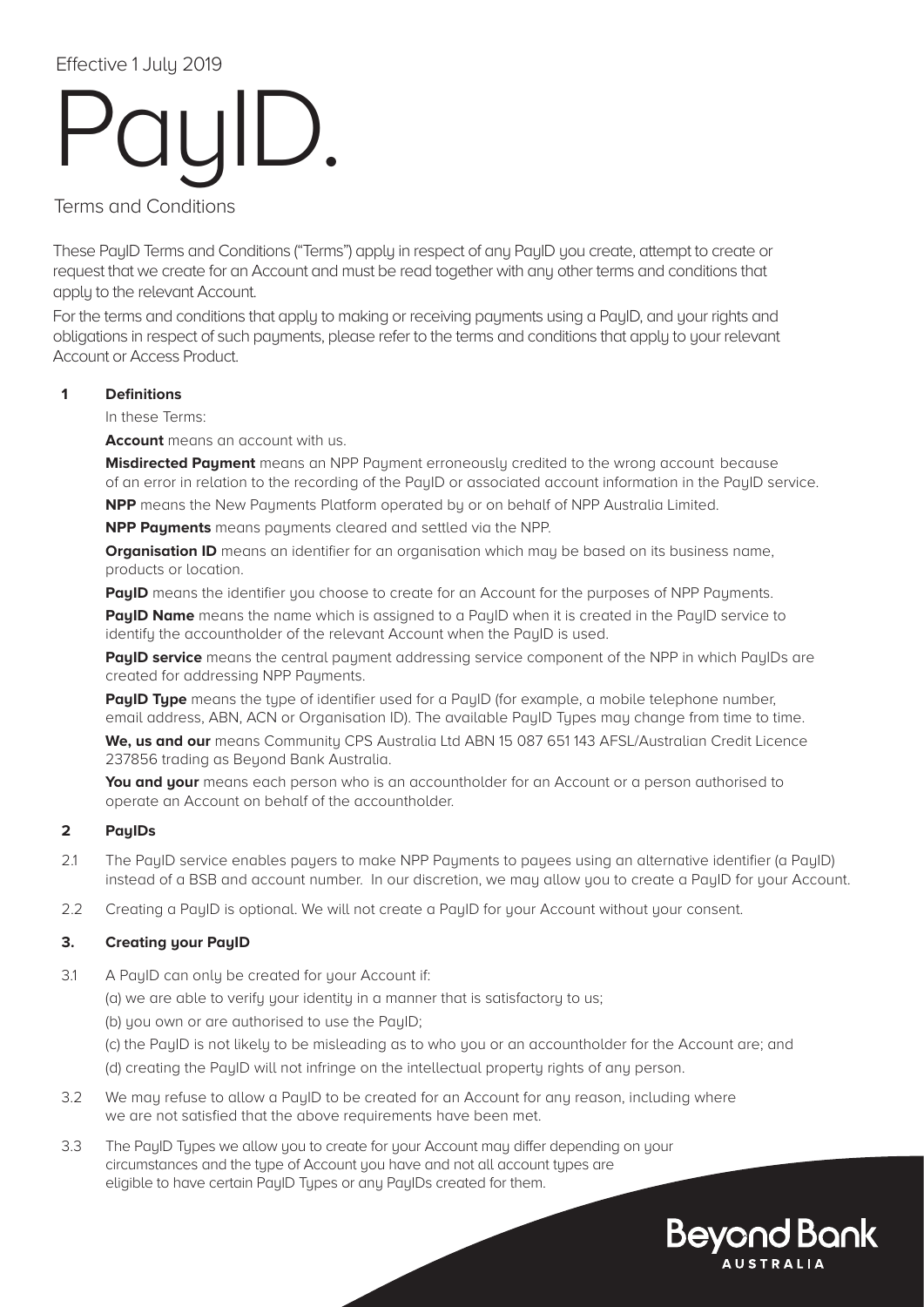Effective 1 July 2019

# PayID.

Terms and Conditions

These PayID Terms and Conditions ("Terms") apply in respect of any PayID you create, attempt to create or request that we create for an Account and must be read together with any other terms and conditions that apply to the relevant Account.

For the terms and conditions that apply to making or receiving payments using a PayID, and your rights and obligations in respect of such payments, please refer to the terms and conditions that apply to your relevant Account or Access Product.

## 1 Definitions

In these Terms:

**Account** means an account with us.

**Misdirected Payment** means an NPP Payment erroneously credited to the wrong account because of an error in relation to the recording of the PayID or associated account information in the PayID service.

**NPP** means the New Payments Platform operated by or on behalf of NPP Australia Limited.

**NPP Payments** means payments cleared and settled via the NPP.

**Organisation ID** means an identifier for an organisation which may be based on its business name, products or location.

**PayID** means the identifier you choose to create for an Account for the purposes of NPP Payments.

**PayID Name** means the name which is assigned to a PayID when it is created in the PayID service to identify the accountholder of the relevant Account when the PayID is used.

**PayID service** means the central payment addressing service component of the NPP in which PayIDs are created for addressing NPP Payments.

**PayID Type** means the type of identifier used for a PayID (for example, a mobile telephone number, email address, ABN, ACN or Organisation ID). The available PayID Types may change from time to time.

**We, us and our** means Community CPS Australia Ltd ABN 15 087 651 143 AFSL/Australian Credit Licence 237856 trading as Beyond Bank Australia.

**You and your** means each person who is an accountholder for an Account or a person authorised to operate an Account on behalf of the accountholder.

## 2 PayIDs

2.1 The PayID service enables payers to make NPP Payments to payees using an alternative identifier (a PayID) instead of a BSB and account number. In our discretion, we may allow you to create a PayID for your Account.

2.2 Creating a PayID is optional. We will not create a PayID for your Account without your consent.

## 3. Creating your PayID

3.1 A PayID can only be created for your Account if:

(a) we are able to verify your identity in a manner that is satisfactory to us;

(b) you own or are authorised to use the PayID;

(c) the PayID is not likely to be misleading as to who you or an accountholder for the Account are; and

(d) creating the PayID will not infringe on the intellectual property rights of any person.

3.2 We may refuse to allow a PayID to be created for an Account for any reason, including where we are not satisfied that the above requirements have been met.

3.3 The PayID Types we allow you to create for your Account may differ depending on your circumstances and the type of Account you have and not all account types are eligible to have certain PayID Types or any PayIDs created for them.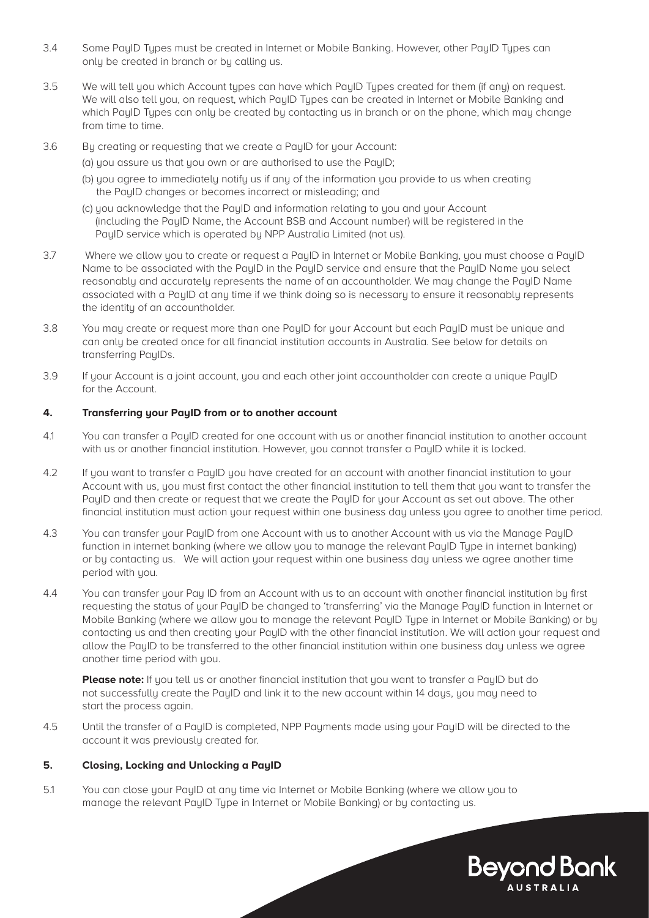3.4 Some PayID Types must be created in Internet or Mobile Banking. However, other PayID Types can only be created in branch or by calling us.

3.5 We will tell you which Account types can have which PayID Types created for them (if any) on request. We will also tell you, on request, which PayID Types can be created in Internet or Mobile Banking and which PayID Types can only be created by contacting us in branch or on the phone, which may change from time to time.

3.6 By creating or requesting that we create a PayID for your Account:

(a) you assure us that you own or are authorised to use the PayID;

(b) you agree to immediately notify us if any of the information you provide to us when creating the PayID changes or becomes incorrect or misleading; and

(c) you acknowledge that the PayID and information relating to you and your Account (including the PayID Name, the Account BSB and Account number) will be registered in the PayID service which is operated by NPP Australia Limited (not us).

3.7 Where we allow you to create or request a PayID in Internet or Mobile Banking, you must choose a PayID Name to be associated with the PayID in the PayID service and ensure that the PayID Name you select reasonably and accurately represents the name of an accountholder. We may change the PayID Name associated with a PayID at any time if we think doing so is necessary to ensure it reasonably represents the identity of an accountholder.

3.8 You may create or request more than one PayID for your Account but each PayID must be unique and can only be created once for all financial institution accounts in Australia. See below for details on transferring PayIDs.

3.9 If your Account is a joint account, you and each other joint accountholder can create a unique PayID for the Account.

## 4. Transferring your PayID from or to another account

4.1 You can transfer a PayID created for one account with us or another financial institution to another account with us or another financial institution. However, you cannot transfer a PayID while it is locked.

4.2 If you want to transfer a PayID you have created for an account with another financial institution to your Account with us, you must first contact the other financial institution to tell them that you want to transfer the PayID and then create or request that we create the PayID for your Account as set out above. The other financial institution must action your request within one business day unless you agree to another time period.

4.3 You can transfer your PayID from one Account with us to another Account with us via the Manage PayID function in internet banking (where we allow you to manage the relevant PayID Type in internet banking) or by contacting us. We will action your request within one business day unless we agree another time period with you.

4.4 You can transfer your Pay ID from an Account with us to an account with another financial institution by first requesting the status of your PayID be changed to 'transferring' via the Manage PayID function in Internet or Mobile Banking (where we allow you to manage the relevant PayID Type in Internet or Mobile Banking) or by contacting us and then creating your PayID with the other financial institution. We will action your request and allow the PayID to be transferred to the other financial institution within one business day unless we agree another time period with you.

**Please note:** If you tell us or another financial institution that you want to transfer a PayID but do not successfully create the PayID and link it to the new account within 14 days, you may need to start the process again.

4.5 Until the transfer of a PayID is completed, NPP Payments made using your PayID will be directed to the account it was previously created for.

## 5. Closing, Locking and Unlocking a PayID

5.1 You can close your PayID at any time via Internet or Mobile Banking (where we allow you to manage the relevant PayID Type in Internet or Mobile Banking) or by contacting us.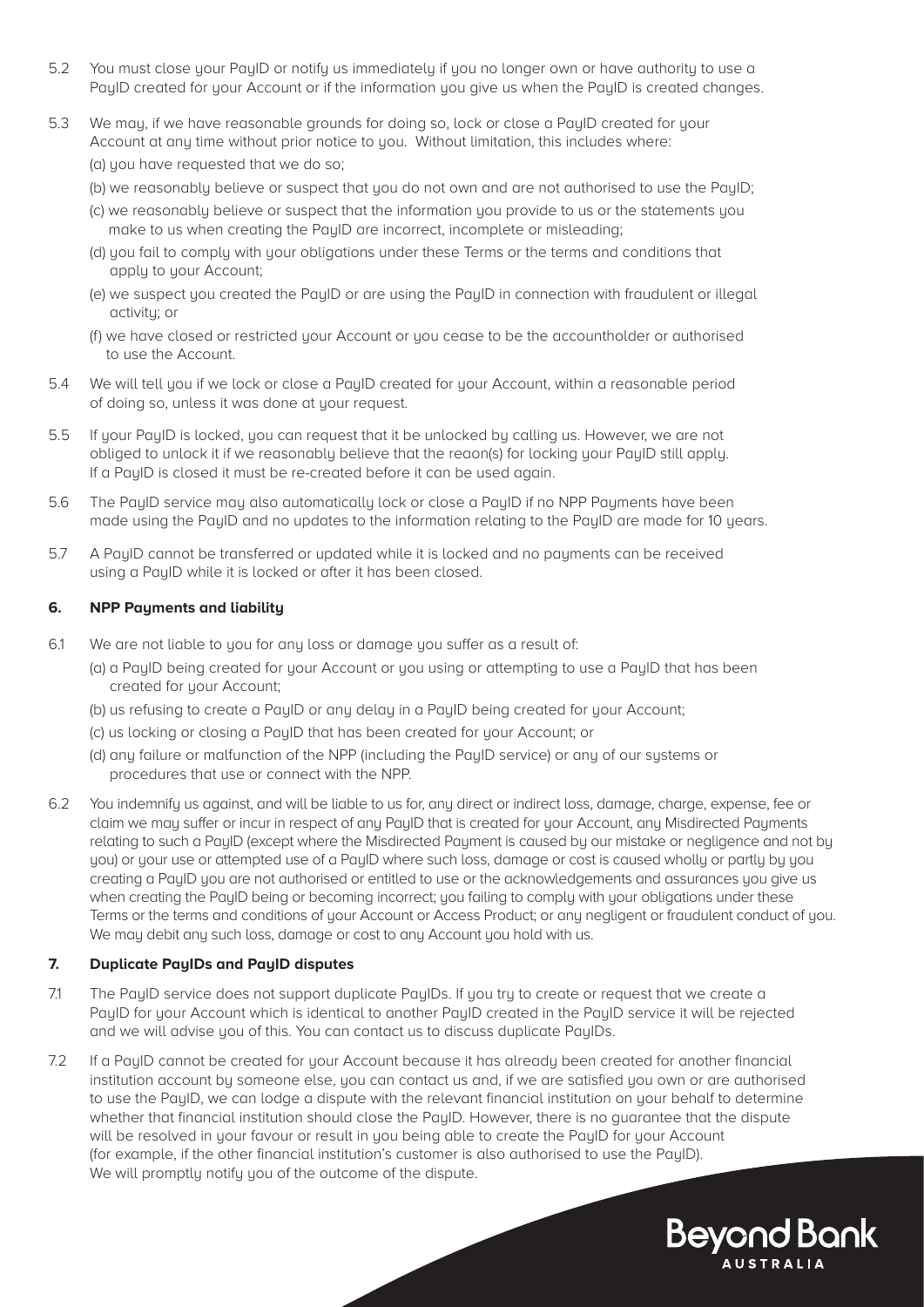5.2 You must close your PayID or notify us immediately if you no longer own or have authority to use a PayID created for your Account or if the information you give us when the PayID is created changes.

5.3 We may, if we have reasonable grounds for doing so, lock or close a PayID created for your Account at any time without prior notice to you. Without limitation, this includes where:

(a) you have requested that we do so;

(b) we reasonably believe or suspect that you do not own and are not authorised to use the PayID;

(c) we reasonably believe or suspect that the information you provide to us or the statements you make to us when creating the PayID are incorrect, incomplete or misleading;

(d) you fail to comply with your obligations under these Terms or the terms and conditions that apply to your Account;

(e) we suspect you created the PayID or are using the PayID in connection with fraudulent or illegal activity; or

(f) we have closed or restricted your Account or you cease to be the accountholder or authorised to use the Account.

5.4 We will tell you if we lock or close a PayID created for your Account, within a reasonable period of doing so, unless it was done at your request.

5.5 If your PayID is locked, you can request that it be unlocked by calling us. However, we are not obliged to unlock it if we reasonably believe that the reaon(s) for locking your PayID still apply. If a PayID is closed it must be re-created before it can be used again.

5.6 The PayID service may also automatically lock or close a PayID if no NPP Payments have been made using the PayID and no updates to the information relating to the PayID are made for 10 years.

5.7 A PayID cannot be transferred or updated while it is locked and no payments can be received using a PayID while it is locked or after it has been closed.

## 6. NPP Payments and liability

6.1 We are not liable to you for any loss or damage you suffer as a result of:

(a) a PayID being created for your Account or you using or attempting to use a PayID that has been created for your Account;

(b) us refusing to create a PayID or any delay in a PayID being created for your Account;

(c) us locking or closing a PayID that has been created for your Account; or

(d) any failure or malfunction of the NPP (including the PayID service) or any of our systems or procedures that use or connect with the NPP.

6.2 You indemnify us against, and will be liable to us for, any direct or indirect loss, damage, charge, expense, fee or claim we may suffer or incur in respect of any PayID that is created for your Account, any Misdirected Payments relating to such a PayID (except where the Misdirected Payment is caused by our mistake or negligence and not by you) or your use or attempted use of a PayID where such loss, damage or cost is caused wholly or partly by you creating a PayID you are not authorised or entitled to use or the acknowledgements and assurances you give us when creating the PayID being or becoming incorrect; you failing to comply with your obligations under these Terms or the terms and conditions of your Account or Access Product; or any negligent or fraudulent conduct of you. We may debit any such loss, damage or cost to any Account you hold with us.

## 7. Duplicate PayIDs and PayID disputes

7.1 The PayID service does not support duplicate PayIDs. If you try to create or request that we create a PayID for your Account which is identical to another PayID created in the PayID service it will be rejected and we will advise you of this. You can contact us to discuss duplicate PayIDs.

7.2 If a PayID cannot be created for your Account because it has already been created for another financial institution account by someone else, you can contact us and, if we are satisfied you own or are authorised to use the PayID, we can lodge a dispute with the relevant financial institution on your behalf to determine whether that financial institution should close the PayID. However, there is no guarantee that the dispute will be resolved in your favour or result in you being able to create the PayID for your Account (for example, if the other financial institution's customer is also authorised to use the PayID). We will promptly notify you of the outcome of the dispute.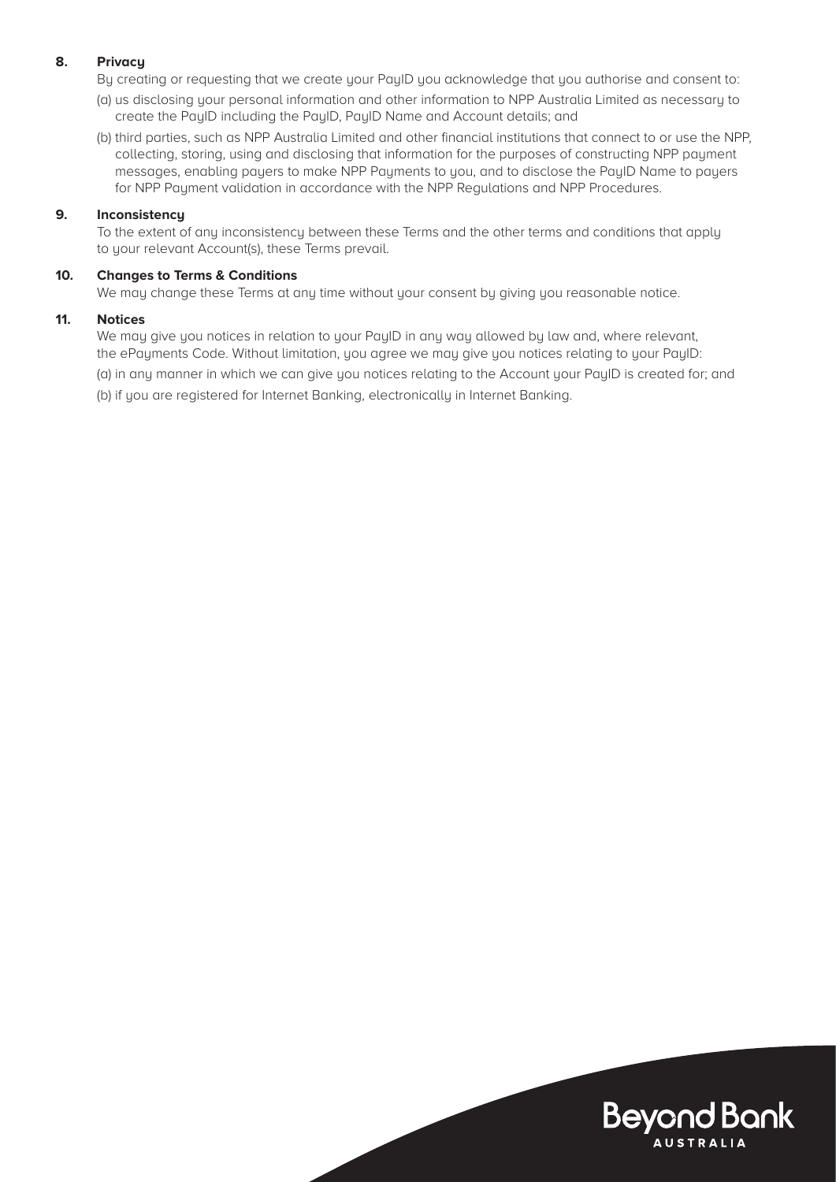## 8. Privacy

By creating or requesting that we create your PayID you acknowledge that you authorise and consent to:

(a) us disclosing your personal information and other information to NPP Australia Limited as necessary to create the PayID including the PayID, PayID Name and Account details; and

(b) third parties, such as NPP Australia Limited and other financial institutions that connect to or use the NPP, collecting, storing, using and disclosing that information for the purposes of constructing NPP payment messages, enabling payers to make NPP Payments to you, and to disclose the PayID Name to payers for NPP Payment validation in accordance with the NPP Regulations and NPP Procedures.

## 9. Inconsistency

To the extent of any inconsistency between these Terms and the other terms and conditions that apply to your relevant Account(s), these Terms prevail.

## 10. Changes to Terms & Conditions

We may change these Terms at any time without your consent by giving you reasonable notice.

## 11. Notices

We may give you notices in relation to your PayID in any way allowed by law and, where relevant, the ePayments Code. Without limitation, you agree we may give you notices relating to your PayID:

(a) in any manner in which we can give you notices relating to the Account your PayID is created for; and

(b) if you are registered for Internet Banking, electronically in Internet Banking.

Beyond Bank AUSTRALIA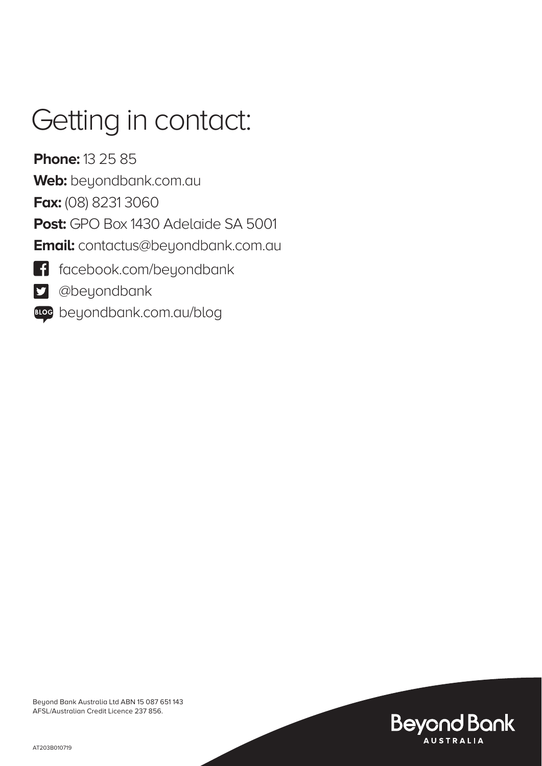# Getting in contact:

**Phone:** 13 25 85

**Web:** beyondbank.com.au

**Fax:** (08) 8231 3060

**Post:** GPO Box 1430 Adelaide SA 5001

**Email:** contactus@beyondbank.com.au

facebook.com/beyondbank

@beyondbank

beyondbank.com.au/blog

Beyond Bank Australia Ltd ABN 15 087 651 143
AFSL/Australian Credit Licence 237 856.

AT203B010719

Beyond Bank
AUSTRALIA